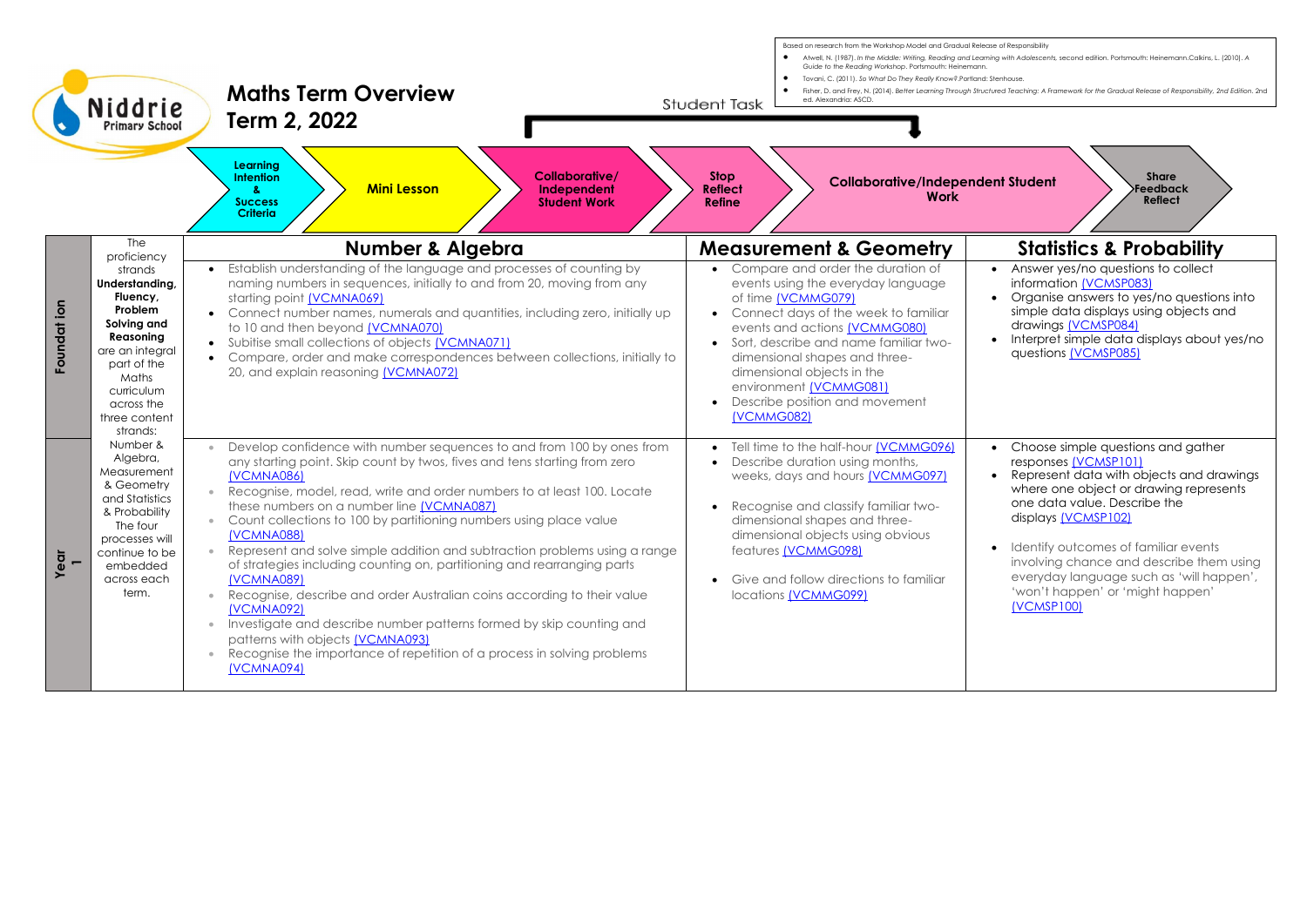Niddrie Primary School

# Maths Term Overview
# Term 2, 2022

Based on research from the Workshop Model and Gradual Release of Responsibility

- Atwell, N. (1987). *In the Middle: Writing, Reading and Learning with Adolescents,* second edition. Portsmouth: Heinemann.Calkins, L. (2010). *A Guide to the Reading Workshop*. Portsmouth: Heinemann.
- Tovani, C. (2011). *So What Do They Really Know?*.Portland: Stenhouse.
- Fisher, D. and Frey, N. (2014). *Better Learning Through Structured Teaching: A Framework for the Gradual Release of Responsibility, 2nd Edition*. 2nd ed. Alexandria: ASCD.

Student Task

Learning Intention & Success Criteria → Mini Lesson → Collaborative/ Independent Student Work → Stop Reflect Refine → Collaborative/Independent Student Work → Share Feedback Reflect

| | The proficiency strands **Understanding, Fluency, Problem Solving and Reasoning** are an integral part of the Maths curriculum across the three content strands: Number & Algebra, Measurement & Geometry and Statistics & Probability The four processes will continue to be embedded across each term. | **Number & Algebra** | **Measurement & Geometry** | **Statistics & Probability** |
|---|---|---|---|---|
| **Foundation** | | • Establish understanding of the language and processes of counting by naming numbers in sequences, initially to and from 20, moving from any starting point (VCMNA069)<br>• Connect number names, numerals and quantities, including zero, initially up to 10 and then beyond (VCMNA070)<br>• Subitise small collections of objects (VCMNA071)<br>• Compare, order and make correspondences between collections, initially to 20, and explain reasoning (VCMNA072) | • Compare and order the duration of events using the everyday language of time (VCMMG079)<br>• Connect days of the week to familiar events and actions (VCMMG080)<br>• Sort, describe and name familiar two-dimensional shapes and three-dimensional objects in the environment (VCMMG081)<br>• Describe position and movement (VCMMG082) | • Answer yes/no questions to collect information (VCMSP083)<br>• Organise answers to yes/no questions into simple data displays using objects and drawings (VCMSP084)<br>• Interpret simple data displays about yes/no questions (VCMSP085) |
| **Year 1** | | • Develop confidence with number sequences to and from 100 by ones from any starting point. Skip count by twos, fives and tens starting from zero (VCMNA086)<br>• Recognise, model, read, write and order numbers to at least 100. Locate these numbers on a number line (VCMNA087)<br>• Count collections to 100 by partitioning numbers using place value (VCMNA088)<br>• Represent and solve simple addition and subtraction problems using a range of strategies including counting on, partitioning and rearranging parts (VCMNA089)<br>• Recognise, describe and order Australian coins according to their value (VCMNA092)<br>• Investigate and describe number patterns formed by skip counting and patterns with objects (VCMNA093)<br>• Recognise the importance of repetition of a process in solving problems (VCMNA094) | • Tell time to the half-hour (VCMMG096)<br>• Describe duration using months, weeks, days and hours (VCMMG097)<br>• Recognise and classify familiar two-dimensional shapes and three-dimensional objects using obvious features (VCMMG098)<br>• Give and follow directions to familiar locations (VCMMG099) | • Choose simple questions and gather responses (VCMSP101)<br>• Represent data with objects and drawings where one object or drawing represents one data value. Describe the displays (VCMSP102)<br>• Identify outcomes of familiar events involving chance and describe them using everyday language such as 'will happen', 'won't happen' or 'might happen' (VCMSP100) |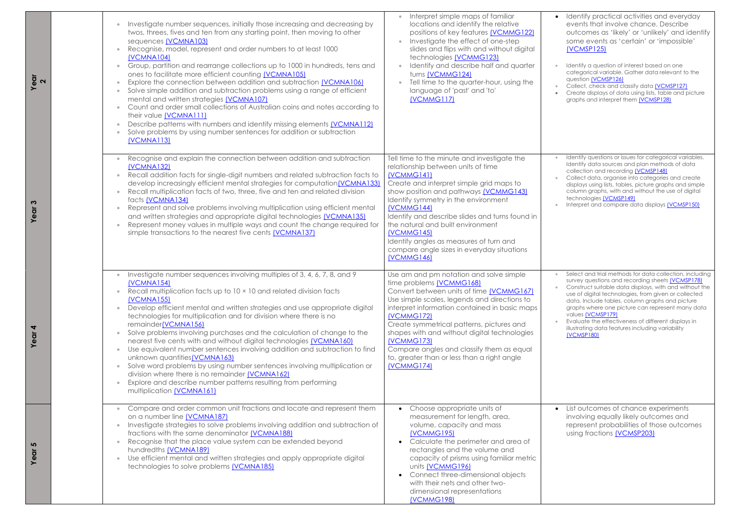| | | | | |
|---|---|---|---|---|
| **Year 2** | | • Investigate number sequences, initially those increasing and decreasing by twos, threes, fives and ten from any starting point, then moving to other sequences (VCMNA103)<br>• Recognise, model, represent and order numbers to at least 1000 (VCMNA104)<br>• Group, partition and rearrange collections up to 1000 in hundreds, tens and ones to facilitate more efficient counting (VCMNA105)<br>• Explore the connection between addition and subtraction (VCMNA106)<br>• Solve simple addition and subtraction problems using a range of efficient mental and written strategies (VCMNA107)<br>• Count and order small collections of Australian coins and notes according to their value (VCMNA111)<br>• Describe patterns with numbers and identify missing elements (VCMNA112)<br>• Solve problems by using number sentences for addition or subtraction (VCMNA113) | • Interpret simple maps of familiar locations and identify the relative positions of key features (VCMMG122)<br>• Investigate the effect of one-step slides and flips with and without digital technologies (VCMMG123)<br>• Identify and describe half and quarter turns (VCMMG124)<br>• Tell time to the quarter-hour, using the language of 'past' and 'to' (VCMMG117) | • Identify practical activities and everyday events that involve chance. Describe outcomes as 'likely' or 'unlikely' and identify some events as 'certain' or 'impossible' (VCMSP125)<br>• Identify a question of interest based on one categorical variable. Gather data relevant to the question (VCMSP126)<br>• Collect, check and classify data (VCMSP127)<br>• Create displays of data using lists, table and picture graphs and interpret them (VCMSP128) |
| **Year 3** | | • Recognise and explain the connection between addition and subtraction (VCMNA132)<br>• Recall addition facts for single-digit numbers and related subtraction facts to develop increasingly efficient mental strategies for computation(VCMNA133)<br>• Recall multiplication facts of two, three, five and ten and related division facts (VCMNA134)<br>• Represent and solve problems involving multiplication using efficient mental and written strategies and appropriate digital technologies (VCMNA135)<br>• Represent money values in multiple ways and count the change required for simple transactions to the nearest five cents (VCMNA137) | Tell time to the minute and investigate the relationship between units of time (VCMMG141)<br>Create and interpret simple grid maps to show position and pathways (VCMMG143)<br>Identify symmetry in the environment (VCMMG144)<br>Identify and describe slides and turns found in the natural and built environment (VCMMG145)<br>Identify angles as measures of turn and compare angle sizes in everyday situations (VCMMG146) | • Identify questions or issues for categorical variables. Identify data sources and plan methods of data collection and recording (VCMSP148)<br>• Collect data, organise into categories and create displays using lists, tables, picture graphs and simple column graphs, with and without the use of digital technologies (VCMSP149)<br>• Interpret and compare data displays (VCMSP150) |
| **Year 4** | | • Investigate number sequences involving multiples of 3, 4, 6, 7, 8, and 9 (VCMNA154)<br>• Recall multiplication facts up to 10 × 10 and related division facts (VCMNA155)<br>• Develop efficient mental and written strategies and use appropriate digital technologies for multiplication and for division where there is no remainder(VCMNA156)<br>• Solve problems involving purchases and the calculation of change to the nearest five cents with and without digital technologies (VCMNA160)<br>• Use equivalent number sentences involving addition and subtraction to find unknown quantities(VCMNA163)<br>• Solve word problems by using number sentences involving multiplication or division where there is no remainder (VCMNA162)<br>• Explore and describe number patterns resulting from performing multiplication (VCMNA161) | Use am and pm notation and solve simple time problems (VCMMG168)<br>Convert between units of time (VCMMG167)<br>Use simple scales, legends and directions to interpret information contained in basic maps (VCMMG172)<br>Create symmetrical patterns, pictures and shapes with and without digital technologies (VCMMG173)<br>Compare angles and classify them as equal to, greater than or less than a right angle (VCMMG174) | • Select and trial methods for data collection, including survey questions and recording sheets (VCMSP178)<br>• Construct suitable data displays, with and without the use of digital technologies, from given or collected data. Include tables, column graphs and picture graphs where one picture can represent many data values (VCMSP179)<br>• Evaluate the effectiveness of different displays in illustrating data features including variability (VCMSP180) |
| **Year 5** | | • Compare and order common unit fractions and locate and represent them on a number line (VCMNA187)<br>• Investigate strategies to solve problems involving addition and subtraction of fractions with the same denominator (VCMNA188)<br>• Recognise that the place value system can be extended beyond hundredths (VCMNA189)<br>• Use efficient mental and written strategies and apply appropriate digital technologies to solve problems (VCMNA185) | • Choose appropriate units of measurement for length, area, volume, capacity and mass (VCMMG195)<br>• Calculate the perimeter and area of rectangles and the volume and capacity of prisms using familiar metric units (VCMMG196)<br>• Connect three-dimensional objects with their nets and other two-dimensional representations (VCMMG198) | • List outcomes of chance experiments involving equally likely outcomes and represent probabilities of those outcomes using fractions (VCMSP203) |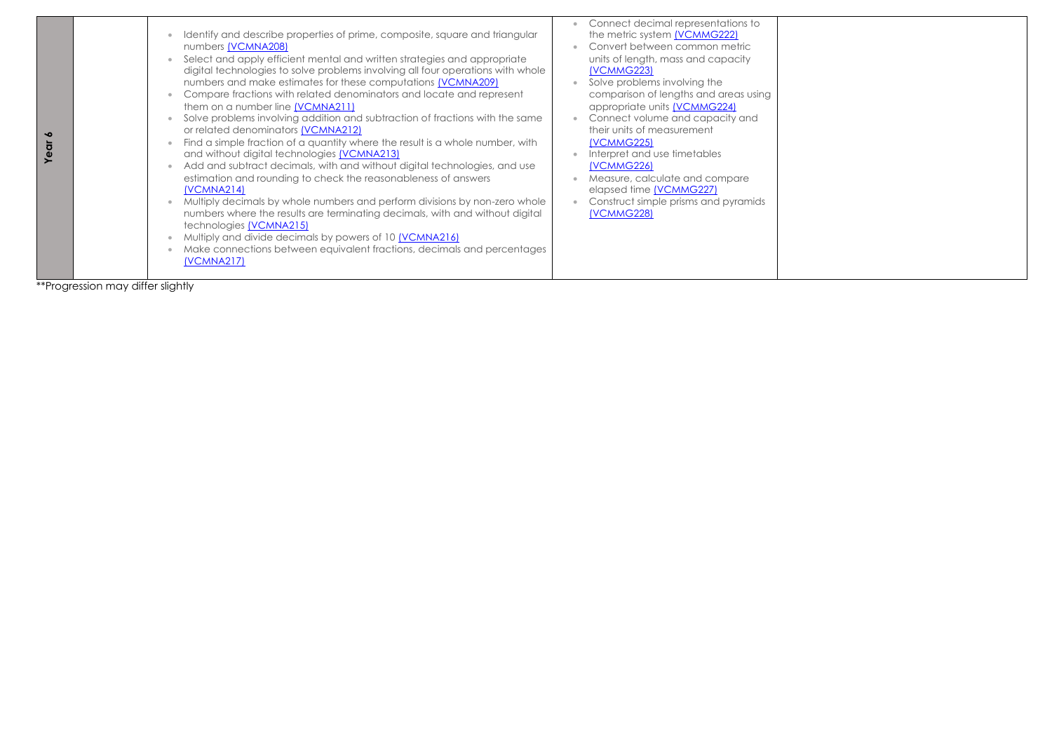| | | | | |
|---|---|---|---|---|
| **Year 6** | | • Identify and describe properties of prime, composite, square and triangular numbers (VCMNA208)<br>• Select and apply efficient mental and written strategies and appropriate digital technologies to solve problems involving all four operations with whole numbers and make estimates for these computations (VCMNA209)<br>• Compare fractions with related denominators and locate and represent them on a number line (VCMNA211)<br>• Solve problems involving addition and subtraction of fractions with the same or related denominators (VCMNA212)<br>• Find a simple fraction of a quantity where the result is a whole number, with and without digital technologies (VCMNA213)<br>• Add and subtract decimals, with and without digital technologies, and use estimation and rounding to check the reasonableness of answers (VCMNA214)<br>• Multiply decimals by whole numbers and perform divisions by non-zero whole numbers where the results are terminating decimals, with and without digital technologies (VCMNA215)<br>• Multiply and divide decimals by powers of 10 (VCMNA216)<br>• Make connections between equivalent fractions, decimals and percentages (VCMNA217) | • Connect decimal representations to the metric system (VCMMG222)<br>• Convert between common metric units of length, mass and capacity (VCMMG223)<br>• Solve problems involving the comparison of lengths and areas using appropriate units (VCMMG224)<br>• Connect volume and capacity and their units of measurement (VCMMG225)<br>• Interpret and use timetables (VCMMG226)<br>• Measure, calculate and compare elapsed time (VCMMG227)<br>• Construct simple prisms and pyramids (VCMMG228) | |

**Progression may differ slightly